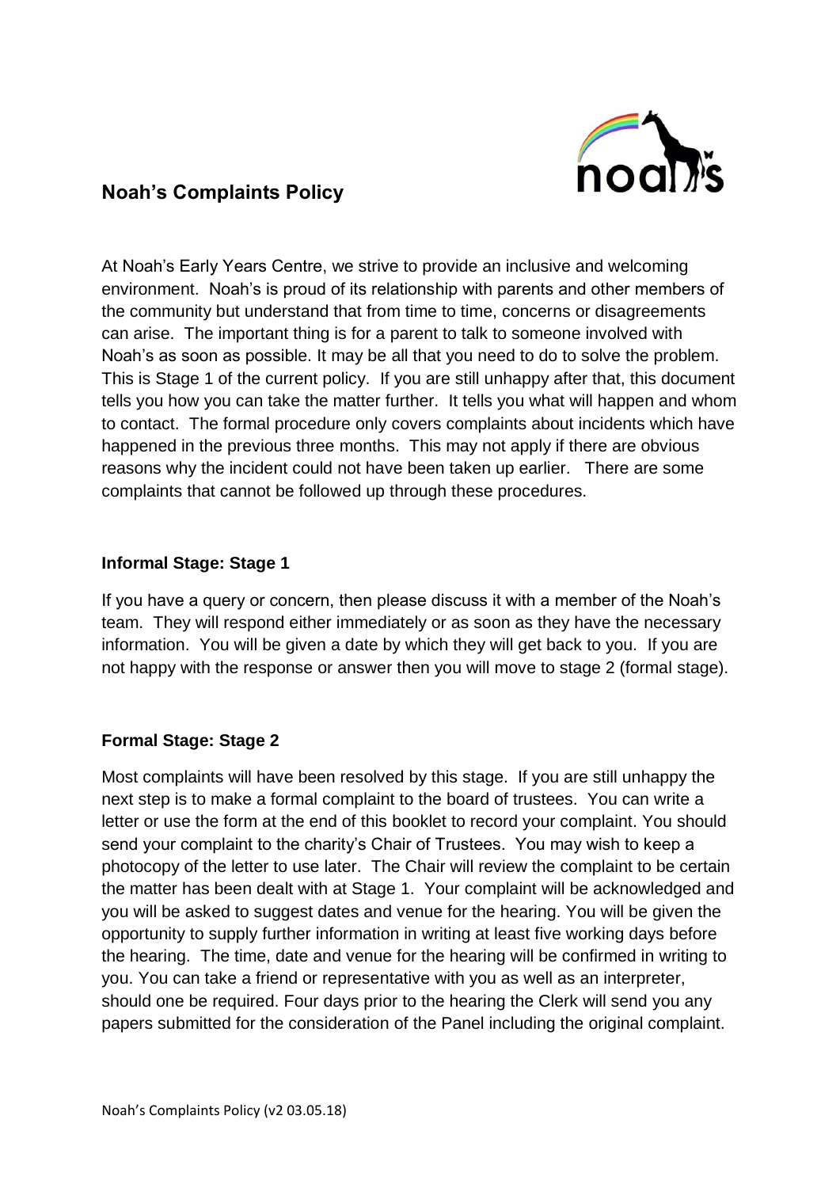# Noah's Complaints Policy

At Noah's Early Years Centre, we strive to provide an inclusive and welcoming environment. Noah's is proud of its relationship with parents and other members of the community but understand that from time to time, concerns or disagreements can arise. The important thing is for a parent to talk to someone involved with Noah's as soon as possible. It may be all that you need to do to solve the problem. This is Stage 1 of the current policy. If you are still unhappy after that, this document tells you how you can take the matter further. It tells you what will happen and whom to contact. The formal procedure only covers complaints about incidents which have happened in the previous three months. This may not apply if there are obvious reasons why the incident could not have been taken up earlier. There are some complaints that cannot be followed up through these procedures.

**Informal Stage: Stage 1**

If you have a query or concern, then please discuss it with a member of the Noah's team. They will respond either immediately or as soon as they have the necessary information. You will be given a date by which they will get back to you. If you are not happy with the response or answer then you will move to stage 2 (formal stage).

**Formal Stage: Stage 2**

Most complaints will have been resolved by this stage. If you are still unhappy the next step is to make a formal complaint to the board of trustees. You can write a letter or use the form at the end of this booklet to record your complaint. You should send your complaint to the charity's Chair of Trustees. You may wish to keep a photocopy of the letter to use later. The Chair will review the complaint to be certain the matter has been dealt with at Stage 1. Your complaint will be acknowledged and you will be asked to suggest dates and venue for the hearing. You will be given the opportunity to supply further information in writing at least five working days before the hearing. The time, date and venue for the hearing will be confirmed in writing to you. You can take a friend or representative with you as well as an interpreter, should one be required. Four days prior to the hearing the Clerk will send you any papers submitted for the consideration of the Panel including the original complaint.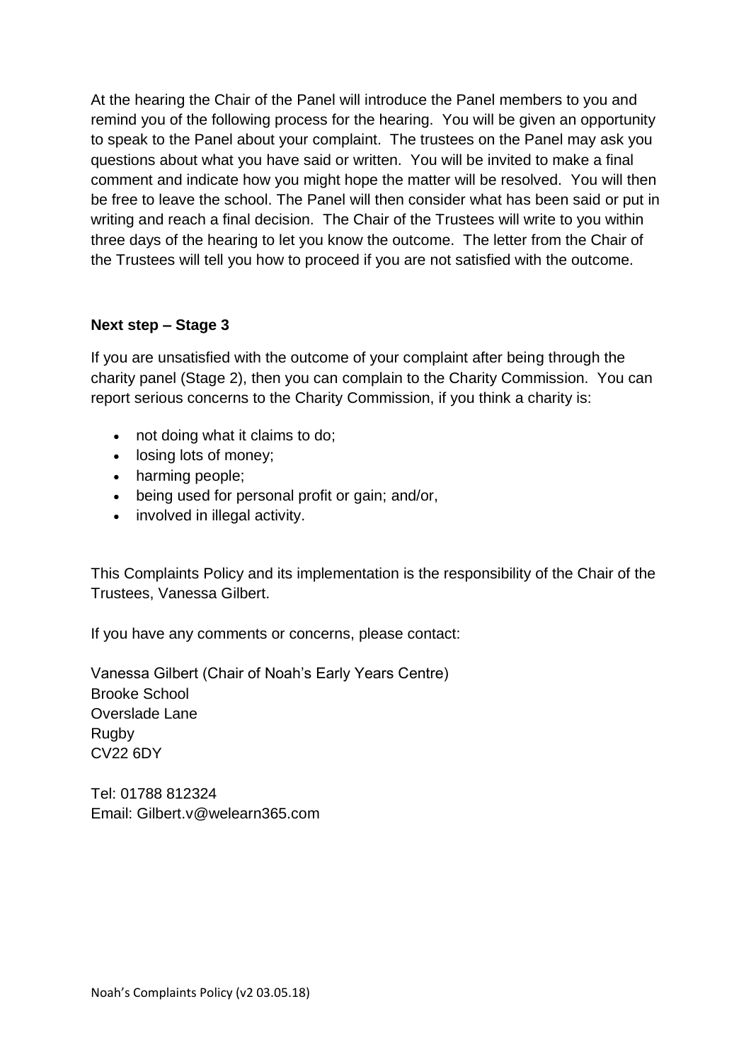At the hearing the Chair of the Panel will introduce the Panel members to you and remind you of the following process for the hearing. You will be given an opportunity to speak to the Panel about your complaint. The trustees on the Panel may ask you questions about what you have said or written. You will be invited to make a final comment and indicate how you might hope the matter will be resolved. You will then be free to leave the school. The Panel will then consider what has been said or put in writing and reach a final decision. The Chair of the Trustees will write to you within three days of the hearing to let you know the outcome. The letter from the Chair of the Trustees will tell you how to proceed if you are not satisfied with the outcome.

**Next step – Stage 3**

If you are unsatisfied with the outcome of your complaint after being through the charity panel (Stage 2), then you can complain to the Charity Commission. You can report serious concerns to the Charity Commission, if you think a charity is:

- not doing what it claims to do;
- losing lots of money;
- harming people;
- being used for personal profit or gain; and/or,
- involved in illegal activity.

This Complaints Policy and its implementation is the responsibility of the Chair of the Trustees, Vanessa Gilbert.

If you have any comments or concerns, please contact:

Vanessa Gilbert (Chair of Noah's Early Years Centre)
Brooke School
Overslade Lane
Rugby
CV22 6DY

Tel: 01788 812324
Email: Gilbert.v@welearn365.com